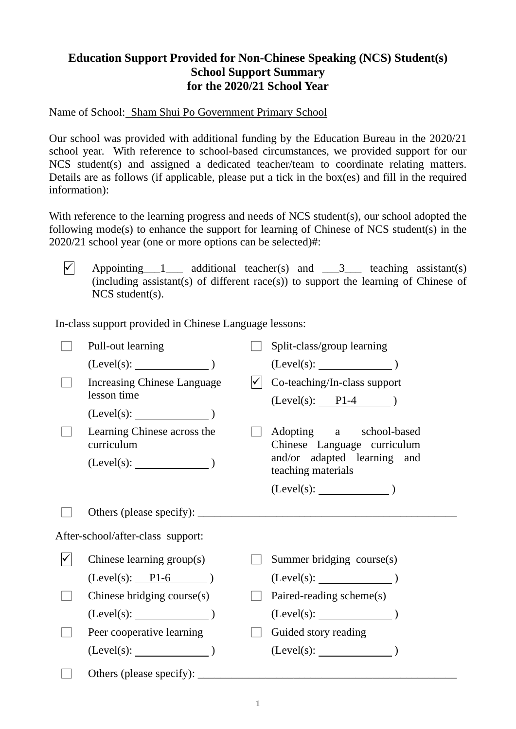**Education Support Provided for Non-Chinese Speaking (NCS) Student(s)**
**School Support Summary**
**for the 2020/21 School Year**

Name of School: Sham Shui Po Government Primary School

Our school was provided with additional funding by the Education Bureau in the 2020/21 school year. With reference to school-based circumstances, we provided support for our NCS student(s) and assigned a dedicated teacher/team to coordinate relating matters. Details are as follows (if applicable, please put a tick in the box(es) and fill in the required information):

With reference to the learning progress and needs of NCS student(s), our school adopted the following mode(s) to enhance the support for learning of Chinese of NCS student(s) in the 2020/21 school year (one or more options can be selected)#:

☑ Appointing \_\_\_1\_\_\_ additional teacher(s) and \_\_\_3\_\_\_ teaching assistant(s) (including assistant(s) of different race(s)) to support the learning of Chinese of NCS student(s).

In-class support provided in Chinese Language lessons:

- ☐ Pull-out learning (Level(s): \_\_\_\_\_\_\_\_ )
- ☐ Split-class/group learning (Level(s): \_\_\_\_\_\_\_\_ )
- ☐ Increasing Chinese Language lesson time (Level(s): \_\_\_\_\_\_\_\_ )
- ☑ Co-teaching/In-class support (Level(s): P1-4 )
- ☐ Learning Chinese across the curriculum (Level(s): \_\_\_\_\_\_\_\_ )
- ☐ Adopting a school-based Chinese Language curriculum and/or adapted learning and teaching materials (Level(s): \_\_\_\_\_\_\_\_ )
- ☐ Others (please specify): \_\_\_\_\_\_\_\_\_\_\_\_\_\_\_\_

After-school/after-class support:

- ☑ Chinese learning group(s) (Level(s): P1-6 )
- ☐ Summer bridging course(s) (Level(s): \_\_\_\_\_\_\_\_ )
- ☐ Chinese bridging course(s) (Level(s): \_\_\_\_\_\_\_\_ )
- ☐ Paired-reading scheme(s) (Level(s): \_\_\_\_\_\_\_\_ )
- ☐ Peer cooperative learning (Level(s): \_\_\_\_\_\_\_\_ )
- ☐ Guided story reading (Level(s): \_\_\_\_\_\_\_\_ )
- ☐ Others (please specify): \_\_\_\_\_\_\_\_\_\_\_\_\_\_\_\_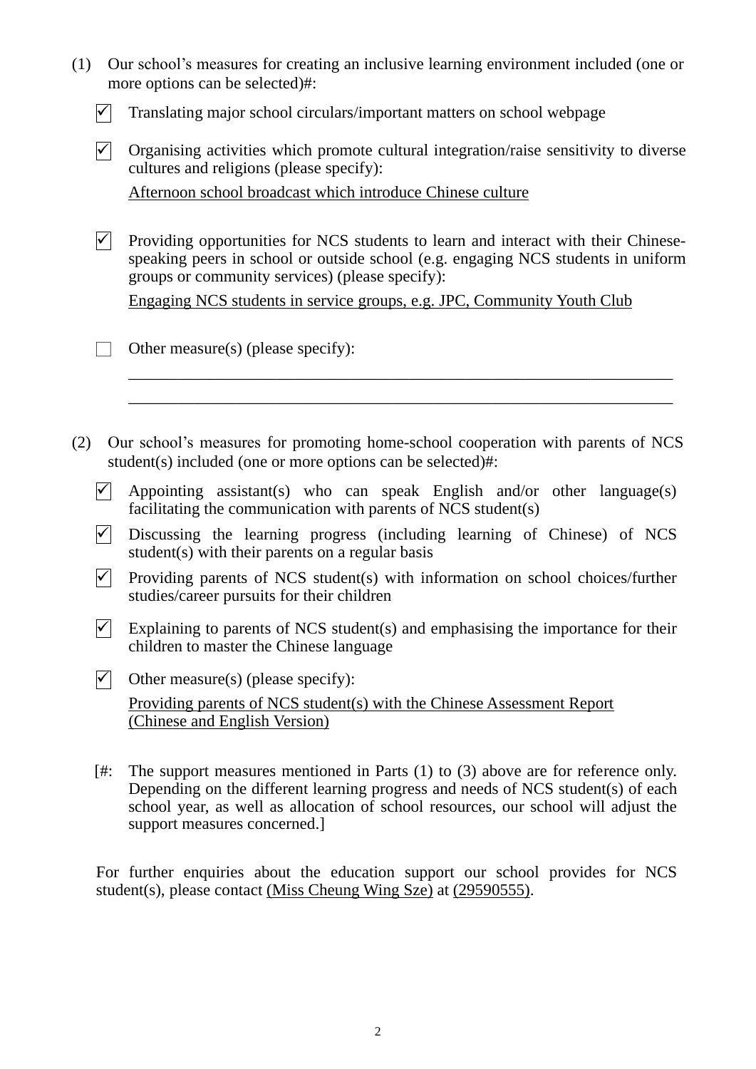(1) Our school's measures for creating an inclusive learning environment included (one or more options can be selected)#:

- ☑ Translating major school circulars/important matters on school webpage
- ☑ Organising activities which promote cultural integration/raise sensitivity to diverse cultures and religions (please specify):

  Afternoon school broadcast which introduce Chinese culture

- ☑ Providing opportunities for NCS students to learn and interact with their Chinese-speaking peers in school or outside school (e.g. engaging NCS students in uniform groups or community services) (please specify):

  Engaging NCS students in service groups, e.g. JPC, Community Youth Club

- ☐ Other measure(s) (please specify):

  ______________________________________________________________

  ______________________________________________________________

(2) Our school's measures for promoting home-school cooperation with parents of NCS student(s) included (one or more options can be selected)#:

- ☑ Appointing assistant(s) who can speak English and/or other language(s) facilitating the communication with parents of NCS student(s)
- ☑ Discussing the learning progress (including learning of Chinese) of NCS student(s) with their parents on a regular basis
- ☑ Providing parents of NCS student(s) with information on school choices/further studies/career pursuits for their children
- ☑ Explaining to parents of NCS student(s) and emphasising the importance for their children to master the Chinese language
- ☑ Other measure(s) (please specify):

  Providing parents of NCS student(s) with the Chinese Assessment Report (Chinese and English Version)

[#: The support measures mentioned in Parts (1) to (3) above are for reference only. Depending on the different learning progress and needs of NCS student(s) of each school year, as well as allocation of school resources, our school will adjust the support measures concerned.]

For further enquiries about the education support our school provides for NCS student(s), please contact (Miss Cheung Wing Sze) at (29590555).